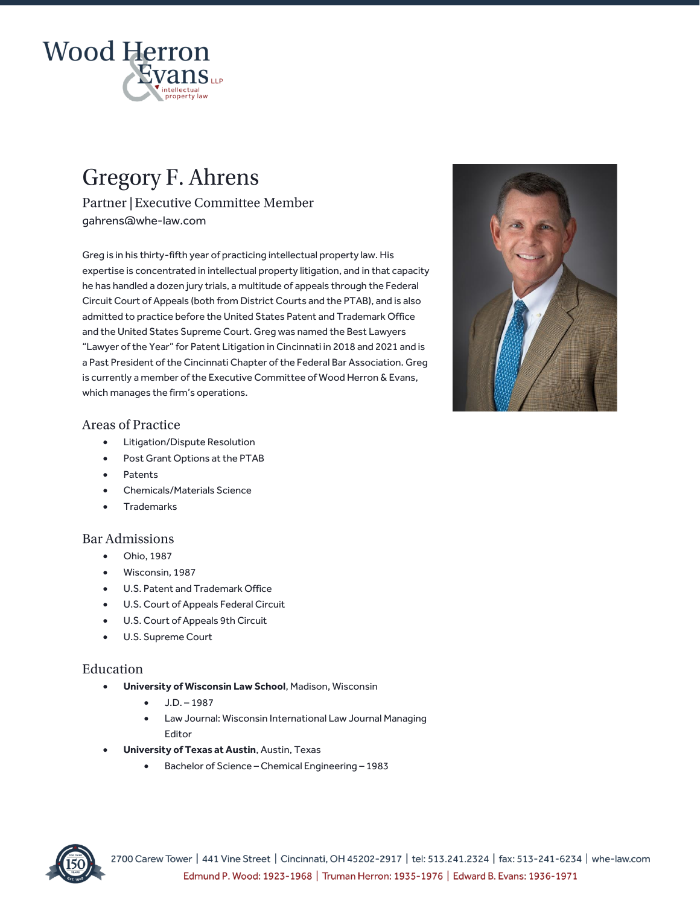# Gregory F. Ahrens

Partner | Executive Committee Member

gahrens@whe-law.com

Greg is in his thirty-fifth year of practicing intellectual property law. His expertise is concentrated in intellectual property litigation, and in that capacity he has handled a dozen jury trials, a multitude of appeals through the Federal Circuit Court of Appeals (both from District Courts and the PTAB), and is also admitted to practice before the United States Patent and Trademark Office and the United States Supreme Court. Greg was named the Best Lawyers "Lawyer of the Year" for Patent Litigation in Cincinnati in 2018 and 2021 and is a Past President of the Cincinnati Chapter of the Federal Bar Association. Greg is currently a member of the Executive Committee of Wood Herron & Evans, which manages the firm's operations.

## Areas of Practice

- Litigation/Dispute Resolution
- Post Grant Options at the PTAB
- Patents
- Chemicals/Materials Science
- Trademarks

## Bar Admissions

- Ohio, 1987
- Wisconsin, 1987
- U.S. Patent and Trademark Office
- U.S. Court of Appeals Federal Circuit
- U.S. Court of Appeals 9th Circuit
- U.S. Supreme Court

## Education

- **University of Wisconsin Law School**, Madison, Wisconsin
  - J.D. – 1987
  - Law Journal: Wisconsin International Law Journal Managing Editor
- **University of Texas at Austin**, Austin, Texas
  - Bachelor of Science – Chemical Engineering – 1983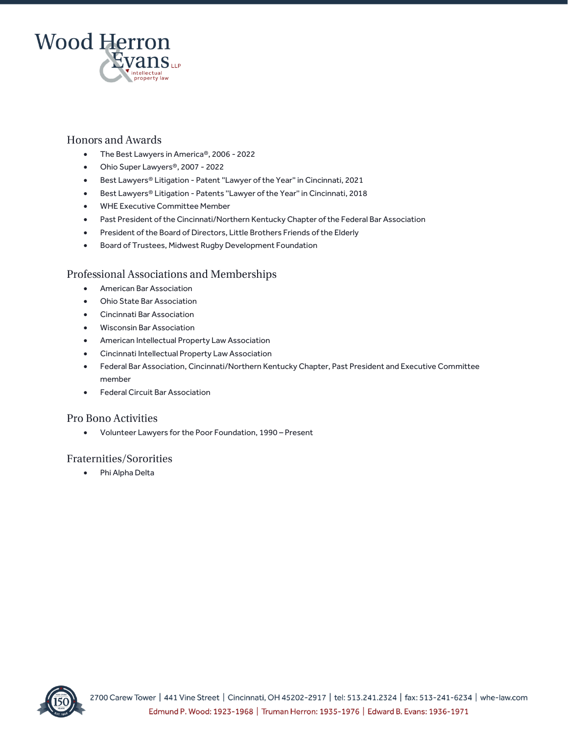## Honors and Awards

- The Best Lawyers in America®, 2006 - 2022
- Ohio Super Lawyers®, 2007 - 2022
- Best Lawyers® Litigation - Patent "Lawyer of the Year" in Cincinnati, 2021
- Best Lawyers® Litigation - Patents "Lawyer of the Year" in Cincinnati, 2018
- WHE Executive Committee Member
- Past President of the Cincinnati/Northern Kentucky Chapter of the Federal Bar Association
- President of the Board of Directors, Little Brothers Friends of the Elderly
- Board of Trustees, Midwest Rugby Development Foundation

## Professional Associations and Memberships

- American Bar Association
- Ohio State Bar Association
- Cincinnati Bar Association
- Wisconsin Bar Association
- American Intellectual Property Law Association
- Cincinnati Intellectual Property Law Association
- Federal Bar Association, Cincinnati/Northern Kentucky Chapter, Past President and Executive Committee member
- Federal Circuit Bar Association

## Pro Bono Activities

- Volunteer Lawyers for the Poor Foundation, 1990 – Present

## Fraternities/Sororities

- Phi Alpha Delta